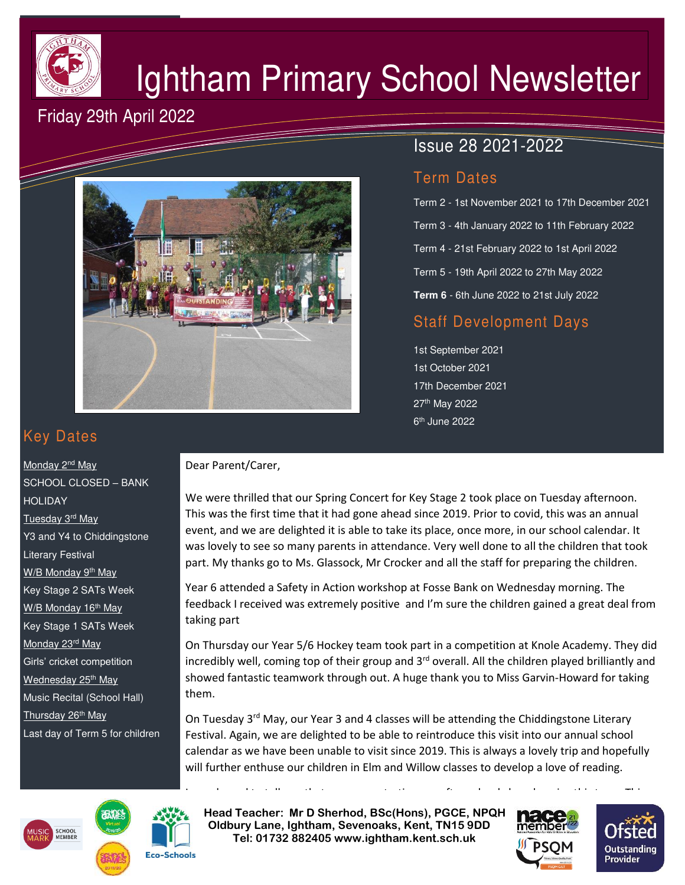# Ightham Primary School Newsletter

Friday 29th April 2022

Issue 28 2021-2022

## Term Dates

Term 2 - 1st November 2021 to 17th December 2021

Term 3 - 4th January 2022 to 11th February 2022

Term 4 - 21st February 2022 to 1st April 2022

Term 5 - 19th April 2022 to 27th May 2022

**Term 6** - 6th June 2022 to 21st July 2022

## Staff Development Days

1st September 2021
1st October 2021
17th December 2021
27th May 2022
6th June 2022

## Key Dates

Monday 2nd May
SCHOOL CLOSED – BANK HOLIDAY

Tuesday 3rd May
Y3 and Y4 to Chiddingstone Literary Festival

W/B Monday 9th May
Key Stage 2 SATs Week

W/B Monday 16th May
Key Stage 1 SATs Week

Monday 23rd May
Girls' cricket competition

Wednesday 25th May
Music Recital (School Hall)

Thursday 26th May
Last day of Term 5 for children

Dear Parent/Carer,

We were thrilled that our Spring Concert for Key Stage 2 took place on Tuesday afternoon. This was the first time that it had gone ahead since 2019. Prior to covid, this was an annual event, and we are delighted it is able to take its place, once more, in our school calendar. It was lovely to see so many parents in attendance. Very well done to all the children that took part. My thanks go to Ms. Glassock, Mr Crocker and all the staff for preparing the children.

Year 6 attended a Safety in Action workshop at Fosse Bank on Wednesday morning. The feedback I received was extremely positive and I'm sure the children gained a great deal from taking part

On Thursday our Year 5/6 Hockey team took part in a competition at Knole Academy. They did incredibly well, coming top of their group and 3rd overall. All the children played brilliantly and showed fantastic teamwork through out. A huge thank you to Miss Garvin-Howard for taking them.

On Tuesday 3rd May, our Year 3 and 4 classes will be attending the Chiddingstone Literary Festival. Again, we are delighted to be able to reintroduce this visit into our annual school calendar as we have been unable to visit since 2019. This is always a lovely trip and hopefully will further enthuse our children in Elm and Willow classes to develop a love of reading.

**Head Teacher: Mr D Sherhod, BSc(Hons), PGCE, NPQH**
**Oldbury Lane, Ightham, Sevenoaks, Kent, TN15 9DD**
**Tel: 01732 882405 www.ightham.kent.sch.uk**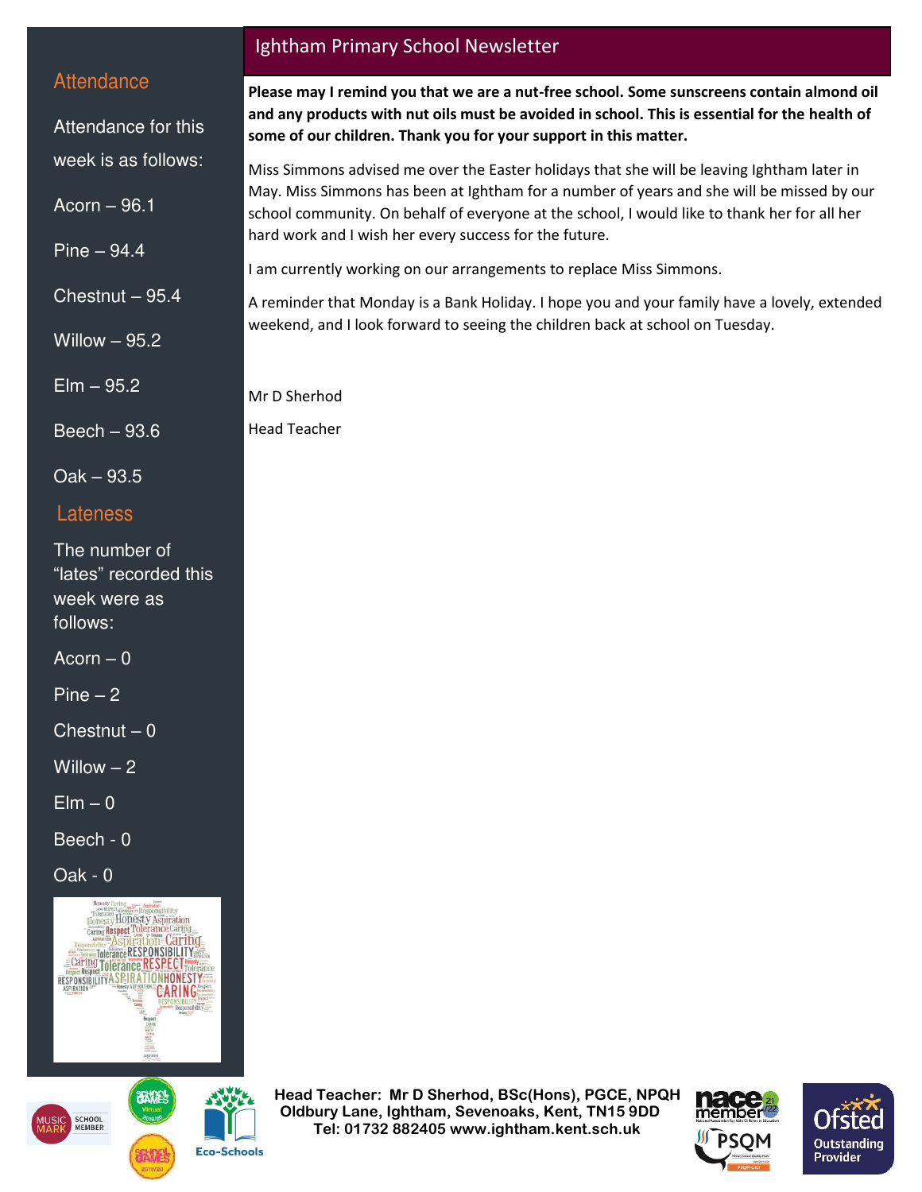# Ightham Primary School Newsletter

**Please may I remind you that we are a nut-free school. Some sunscreens contain almond oil and any products with nut oils must be avoided in school. This is essential for the health of some of our children. Thank you for your support in this matter.**

Miss Simmons advised me over the Easter holidays that she will be leaving Ightham later in May. Miss Simmons has been at Ightham for a number of years and she will be missed by our school community. On behalf of everyone at the school, I would like to thank her for all her hard work and I wish her every success for the future.

I am currently working on our arrangements to replace Miss Simmons.

A reminder that Monday is a Bank Holiday. I hope you and your family have a lovely, extended weekend, and I look forward to seeing the children back at school on Tuesday.

Mr D Sherhod

Head Teacher

## Attendance

Attendance for this week is as follows:

Acorn – 96.1

Pine – 94.4

Chestnut – 95.4

Willow – 95.2

Elm – 95.2

Beech – 93.6

Oak – 93.5

## Lateness

The number of "lates" recorded this week were as follows:

Acorn – 0

Pine – 2

Chestnut – 0

Willow – 2

Elm – 0

Beech - 0

Oak - 0

**Head Teacher: Mr D Sherhod, BSc(Hons), PGCE, NPQH**
**Oldbury Lane, Ightham, Sevenoaks, Kent, TN15 9DD**
**Tel: 01732 882405 www.ightham.kent.sch.uk**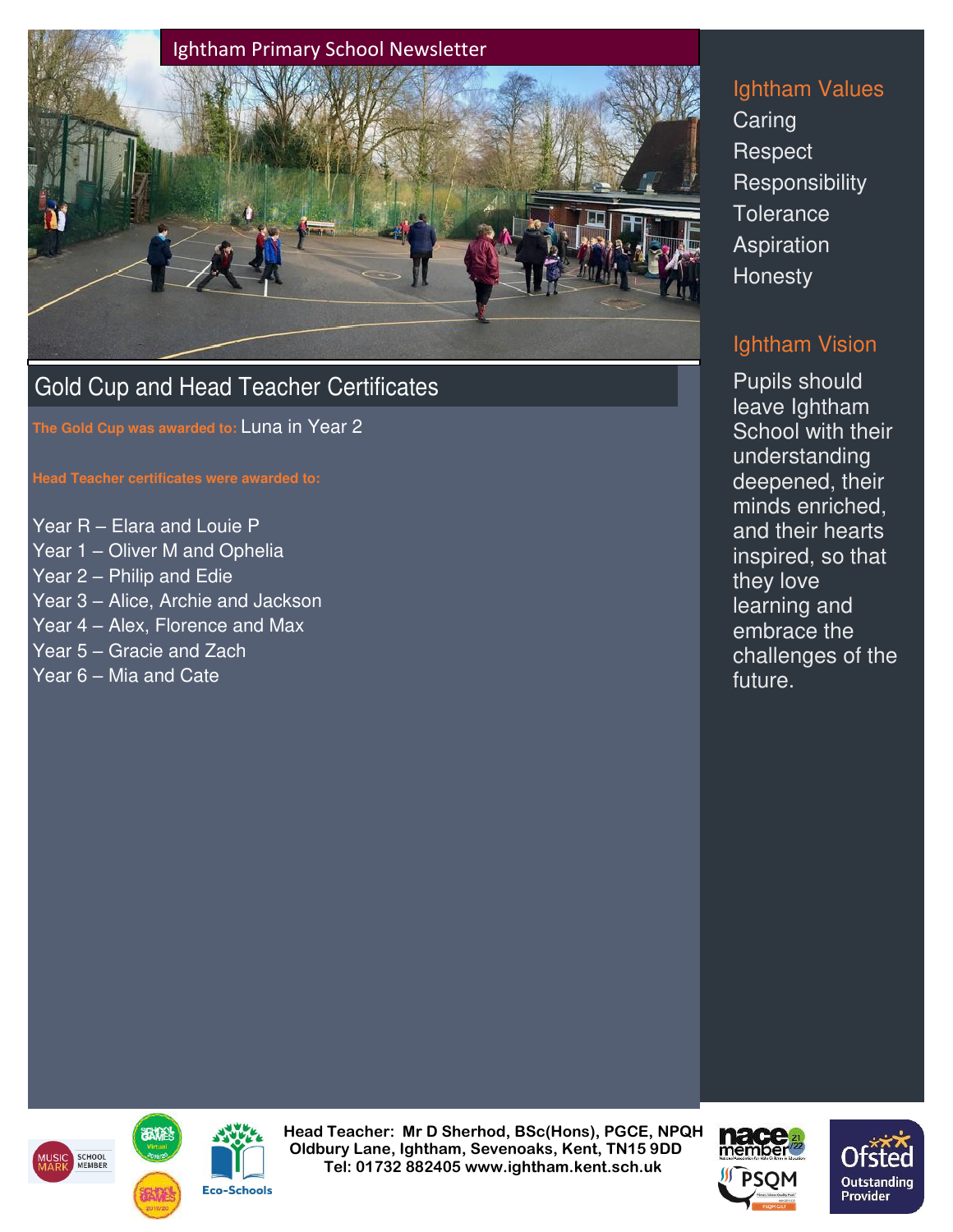Ightham Primary School Newsletter

## Gold Cup and Head Teacher Certificates

**The Gold Cup was awarded to:** Luna in Year 2

**Head Teacher certificates were awarded to:**

Year R – Elara and Louie P
Year 1 – Oliver M and Ophelia
Year 2 – Philip and Edie
Year 3 – Alice, Archie and Jackson
Year 4 – Alex, Florence and Max
Year 5 – Gracie and Zach
Year 6 – Mia and Cate

## Ightham Values

Caring
Respect
Responsibility
Tolerance
Aspiration
Honesty

## Ightham Vision

Pupils should leave Ightham School with their understanding deepened, their minds enriched, and their hearts inspired, so that they love learning and embrace the challenges of the future.

**Head Teacher: Mr D Sherhod, BSc(Hons), PGCE, NPQH**
**Oldbury Lane, Ightham, Sevenoaks, Kent, TN15 9DD**
**Tel: 01732 882405 www.ightham.kent.sch.uk**